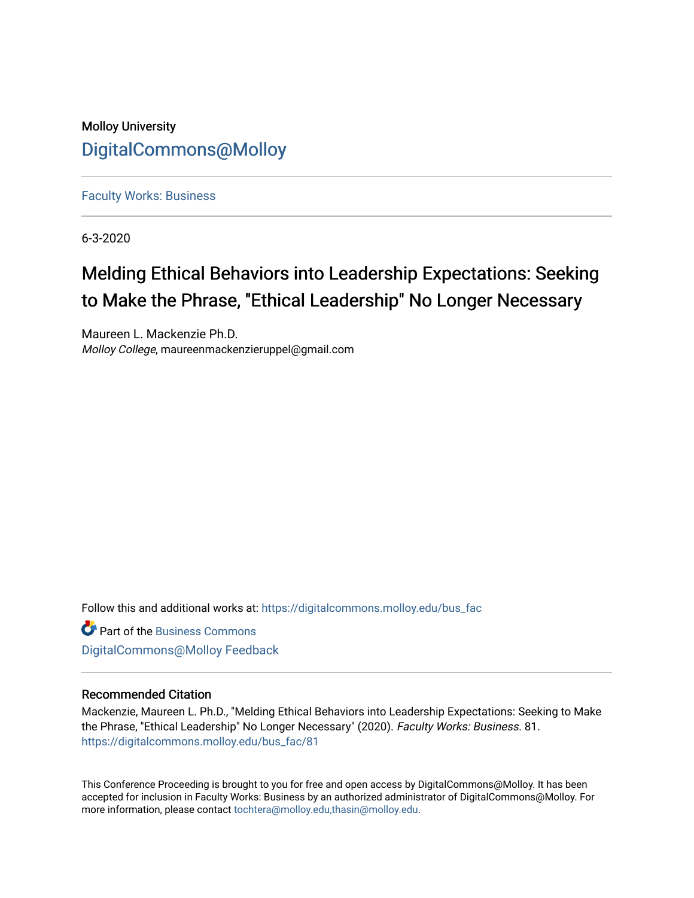Molloy University

DigitalCommons@Molloy

Faculty Works: Business

6-3-2020

# Melding Ethical Behaviors into Leadership Expectations: Seeking to Make the Phrase, "Ethical Leadership" No Longer Necessary

Maureen L. Mackenzie Ph.D.
*Molloy College*, maureenmackenzieruppel@gmail.com

Follow this and additional works at: https://digitalcommons.molloy.edu/bus_fac

Part of the Business Commons

DigitalCommons@Molloy Feedback

## Recommended Citation

Mackenzie, Maureen L. Ph.D., "Melding Ethical Behaviors into Leadership Expectations: Seeking to Make the Phrase, "Ethical Leadership" No Longer Necessary" (2020). *Faculty Works: Business*. 81.
https://digitalcommons.molloy.edu/bus_fac/81

This Conference Proceeding is brought to you for free and open access by DigitalCommons@Molloy. It has been accepted for inclusion in Faculty Works: Business by an authorized administrator of DigitalCommons@Molloy. For more information, please contact tochtera@molloy.edu,thasin@molloy.edu.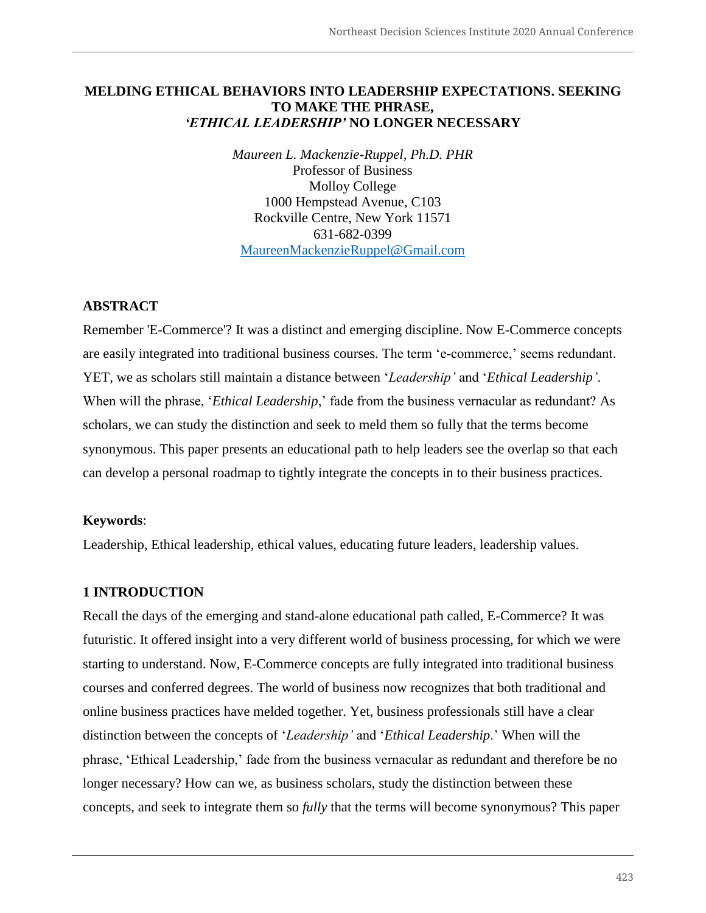# MELDING ETHICAL BEHAVIORS INTO LEADERSHIP EXPECTATIONS. SEEKING TO MAKE THE PHRASE, *'ETHICAL LEADERSHIP'* NO LONGER NECESSARY

*Maureen L. Mackenzie-Ruppel, Ph.D. PHR*
Professor of Business
Molloy College
1000 Hempstead Avenue, C103
Rockville Centre, New York 11571
631-682-0399
MaureenMackenzieRuppel@Gmail.com

## ABSTRACT

Remember 'E-Commerce'? It was a distinct and emerging discipline. Now E-Commerce concepts are easily integrated into traditional business courses. The term 'e-commerce,' seems redundant. YET, we as scholars still maintain a distance between '*Leadership'* and '*Ethical Leadership'*. When will the phrase, '*Ethical Leadership*,' fade from the business vernacular as redundant? As scholars, we can study the distinction and seek to meld them so fully that the terms become synonymous. This paper presents an educational path to help leaders see the overlap so that each can develop a personal roadmap to tightly integrate the concepts in to their business practices.

**Keywords**:

Leadership, Ethical leadership, ethical values, educating future leaders, leadership values.

## 1 INTRODUCTION

Recall the days of the emerging and stand-alone educational path called, E-Commerce? It was futuristic. It offered insight into a very different world of business processing, for which we were starting to understand. Now, E-Commerce concepts are fully integrated into traditional business courses and conferred degrees. The world of business now recognizes that both traditional and online business practices have melded together. Yet, business professionals still have a clear distinction between the concepts of '*Leadership'* and '*Ethical Leadership*.' When will the phrase, 'Ethical Leadership,' fade from the business vernacular as redundant and therefore be no longer necessary? How can we, as business scholars, study the distinction between these concepts, and seek to integrate them so *fully* that the terms will become synonymous? This paper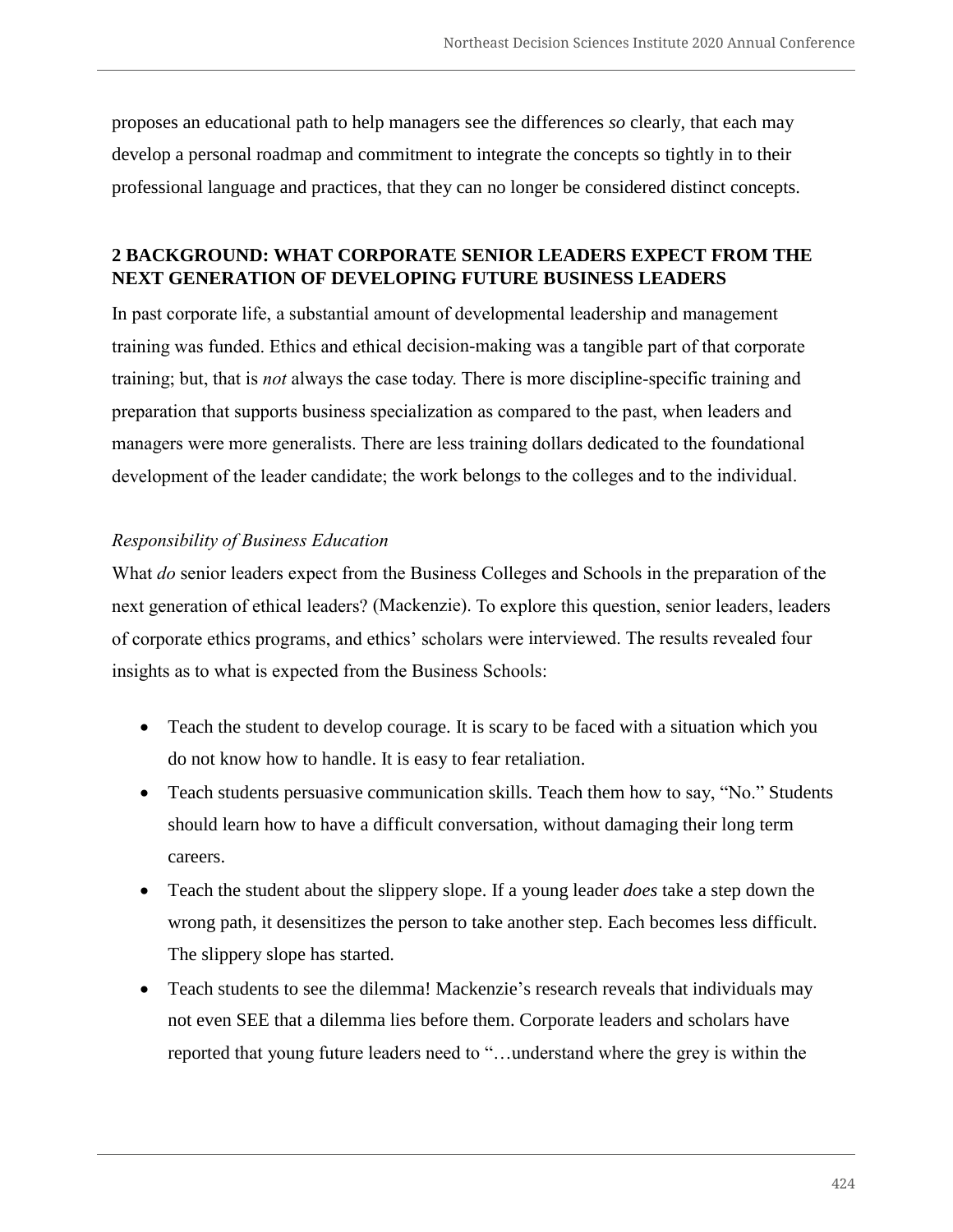proposes an educational path to help managers see the differences *so* clearly, that each may develop a personal roadmap and commitment to integrate the concepts so tightly in to their professional language and practices, that they can no longer be considered distinct concepts.

## 2 BACKGROUND: WHAT CORPORATE SENIOR LEADERS EXPECT FROM THE NEXT GENERATION OF DEVELOPING FUTURE BUSINESS LEADERS

In past corporate life, a substantial amount of developmental leadership and management training was funded. Ethics and ethical decision-making was a tangible part of that corporate training; but, that is *not* always the case today. There is more discipline-specific training and preparation that supports business specialization as compared to the past, when leaders and managers were more generalists. There are less training dollars dedicated to the foundational development of the leader candidate; the work belongs to the colleges and to the individual.

### *Responsibility of Business Education*

What *do* senior leaders expect from the Business Colleges and Schools in the preparation of the next generation of ethical leaders? (Mackenzie). To explore this question, senior leaders, leaders of corporate ethics programs, and ethics' scholars were interviewed. The results revealed four insights as to what is expected from the Business Schools:

- Teach the student to develop courage. It is scary to be faced with a situation which you do not know how to handle. It is easy to fear retaliation.
- Teach students persuasive communication skills. Teach them how to say, "No." Students should learn how to have a difficult conversation, without damaging their long term careers.
- Teach the student about the slippery slope. If a young leader *does* take a step down the wrong path, it desensitizes the person to take another step. Each becomes less difficult. The slippery slope has started.
- Teach students to see the dilemma! Mackenzie's research reveals that individuals may not even SEE that a dilemma lies before them. Corporate leaders and scholars have reported that young future leaders need to "…understand where the grey is within the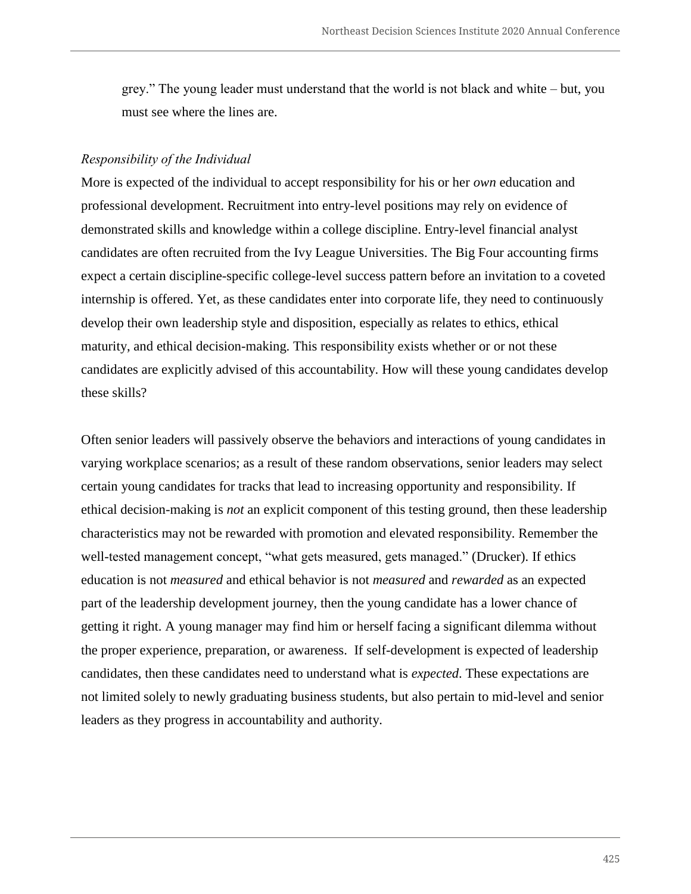grey." The young leader must understand that the world is not black and white – but, you must see where the lines are.

*Responsibility of the Individual*

More is expected of the individual to accept responsibility for his or her *own* education and professional development. Recruitment into entry-level positions may rely on evidence of demonstrated skills and knowledge within a college discipline. Entry-level financial analyst candidates are often recruited from the Ivy League Universities. The Big Four accounting firms expect a certain discipline-specific college-level success pattern before an invitation to a coveted internship is offered. Yet, as these candidates enter into corporate life, they need to continuously develop their own leadership style and disposition, especially as relates to ethics, ethical maturity, and ethical decision-making. This responsibility exists whether or or not these candidates are explicitly advised of this accountability. How will these young candidates develop these skills?

Often senior leaders will passively observe the behaviors and interactions of young candidates in varying workplace scenarios; as a result of these random observations, senior leaders may select certain young candidates for tracks that lead to increasing opportunity and responsibility. If ethical decision-making is *not* an explicit component of this testing ground, then these leadership characteristics may not be rewarded with promotion and elevated responsibility. Remember the well-tested management concept, "what gets measured, gets managed." (Drucker). If ethics education is not *measured* and ethical behavior is not *measured* and *rewarded* as an expected part of the leadership development journey, then the young candidate has a lower chance of getting it right. A young manager may find him or herself facing a significant dilemma without the proper experience, preparation, or awareness. If self-development is expected of leadership candidates, then these candidates need to understand what is *expected*. These expectations are not limited solely to newly graduating business students, but also pertain to mid-level and senior leaders as they progress in accountability and authority.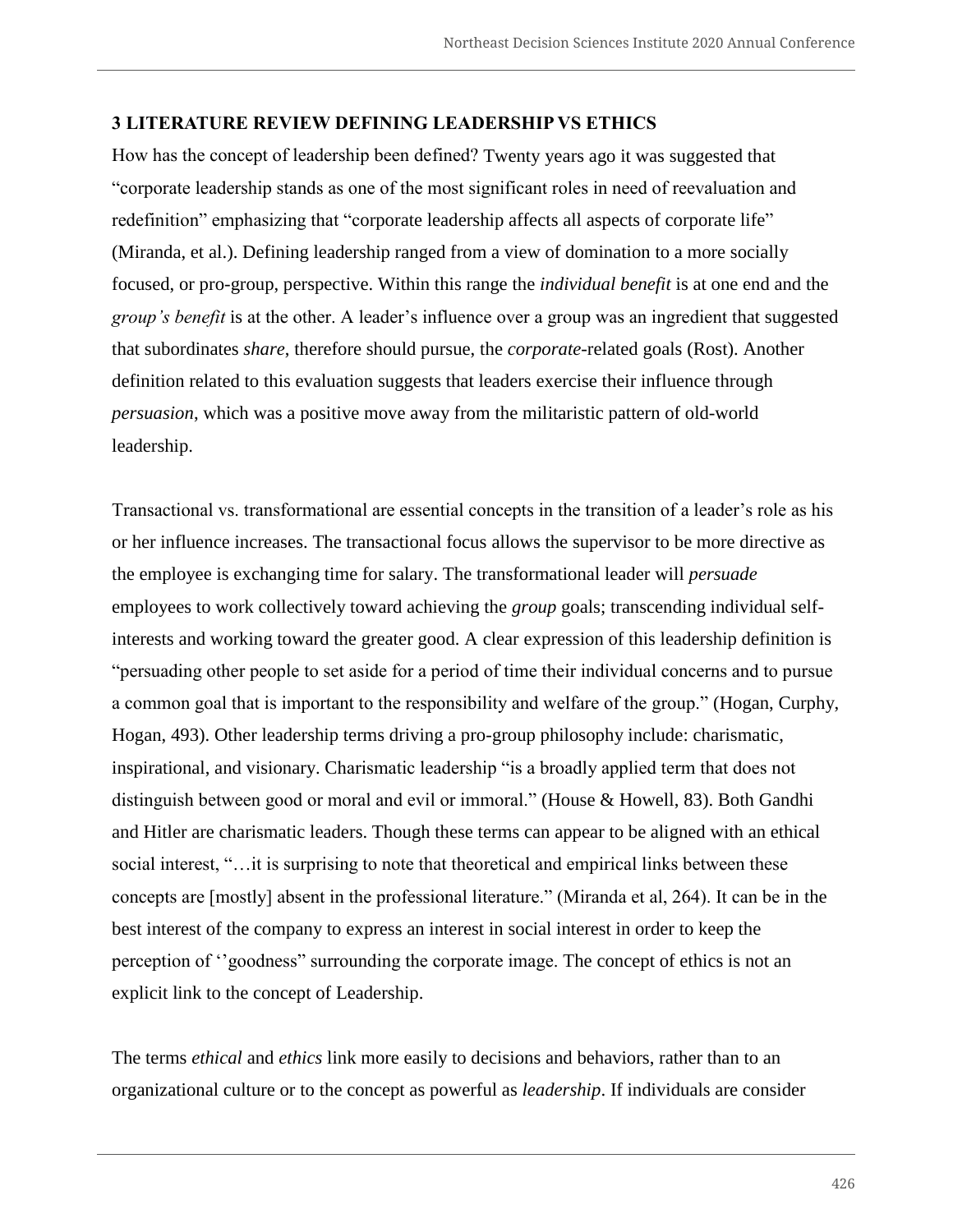### 3 LITERATURE REVIEW DEFINING LEADERSHIP VS ETHICS

How has the concept of leadership been defined? Twenty years ago it was suggested that "corporate leadership stands as one of the most significant roles in need of reevaluation and redefinition" emphasizing that "corporate leadership affects all aspects of corporate life" (Miranda, et al.). Defining leadership ranged from a view of domination to a more socially focused, or pro-group, perspective. Within this range the *individual benefit* is at one end and the *group's benefit* is at the other. A leader's influence over a group was an ingredient that suggested that subordinates *share*, therefore should pursue, the *corporate*-related goals (Rost). Another definition related to this evaluation suggests that leaders exercise their influence through *persuasion*, which was a positive move away from the militaristic pattern of old-world leadership.

Transactional vs. transformational are essential concepts in the transition of a leader's role as his or her influence increases. The transactional focus allows the supervisor to be more directive as the employee is exchanging time for salary. The transformational leader will *persuade* employees to work collectively toward achieving the *group* goals; transcending individual self-interests and working toward the greater good. A clear expression of this leadership definition is "persuading other people to set aside for a period of time their individual concerns and to pursue a common goal that is important to the responsibility and welfare of the group." (Hogan, Curphy, Hogan, 493). Other leadership terms driving a pro-group philosophy include: charismatic, inspirational, and visionary. Charismatic leadership "is a broadly applied term that does not distinguish between good or moral and evil or immoral." (House & Howell, 83). Both Gandhi and Hitler are charismatic leaders. Though these terms can appear to be aligned with an ethical social interest, "…it is surprising to note that theoretical and empirical links between these concepts are [mostly] absent in the professional literature." (Miranda et al, 264). It can be in the best interest of the company to express an interest in social interest in order to keep the perception of ''goodness" surrounding the corporate image. The concept of ethics is not an explicit link to the concept of Leadership.

The terms *ethical* and *ethics* link more easily to decisions and behaviors, rather than to an organizational culture or to the concept as powerful as *leadership*. If individuals are consider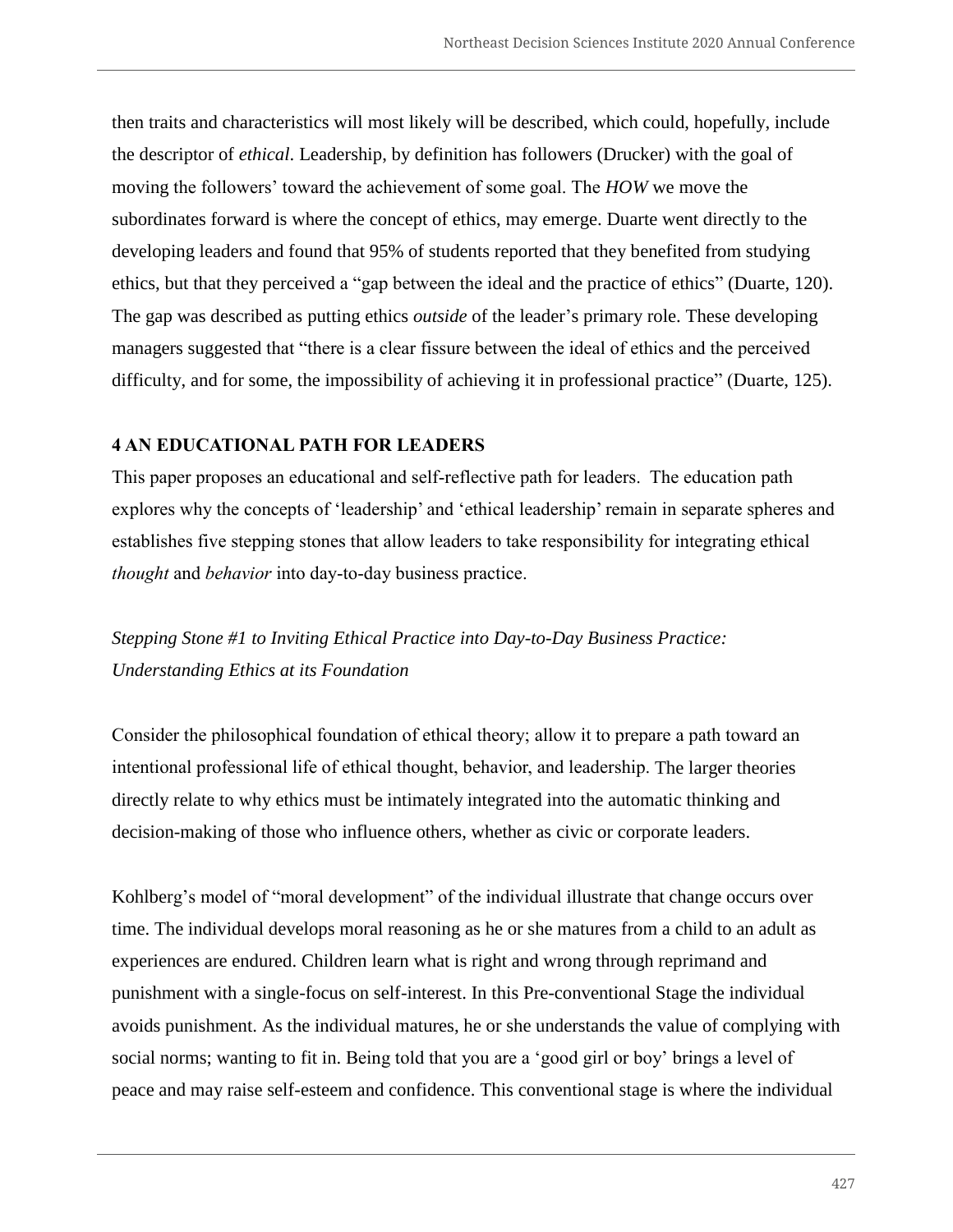then traits and characteristics will most likely will be described, which could, hopefully, include the descriptor of *ethical*. Leadership, by definition has followers (Drucker) with the goal of moving the followers' toward the achievement of some goal. The ***HOW*** we move the subordinates forward is where the concept of ethics, may emerge. Duarte went directly to the developing leaders and found that 95% of students reported that they benefited from studying ethics, but that they perceived a "gap between the ideal and the practice of ethics" (Duarte, 120). The gap was described as putting ethics *outside* of the leader's primary role. These developing managers suggested that "there is a clear fissure between the ideal of ethics and the perceived difficulty, and for some, the impossibility of achieving it in professional practice" (Duarte, 125).

## 4 AN EDUCATIONAL PATH FOR LEADERS

This paper proposes an educational and self-reflective path for leaders. The education path explores why the concepts of 'leadership' and 'ethical leadership' remain in separate spheres and establishes five stepping stones that allow leaders to take responsibility for integrating ethical *thought* and *behavior* into day-to-day business practice.

*Stepping Stone #1 to Inviting Ethical Practice into Day-to-Day Business Practice: Understanding Ethics at its Foundation*

Consider the philosophical foundation of ethical theory; allow it to prepare a path toward an intentional professional life of ethical thought, behavior, and leadership. The larger theories directly relate to why ethics must be intimately integrated into the automatic thinking and decision-making of those who influence others, whether as civic or corporate leaders.

Kohlberg's model of "moral development" of the individual illustrate that change occurs over time. The individual develops moral reasoning as he or she matures from a child to an adult as experiences are endured. Children learn what is right and wrong through reprimand and punishment with a single-focus on self-interest. In this Pre-conventional Stage the individual avoids punishment. As the individual matures, he or she understands the value of complying with social norms; wanting to fit in. Being told that you are a 'good girl or boy' brings a level of peace and may raise self-esteem and confidence. This conventional stage is where the individual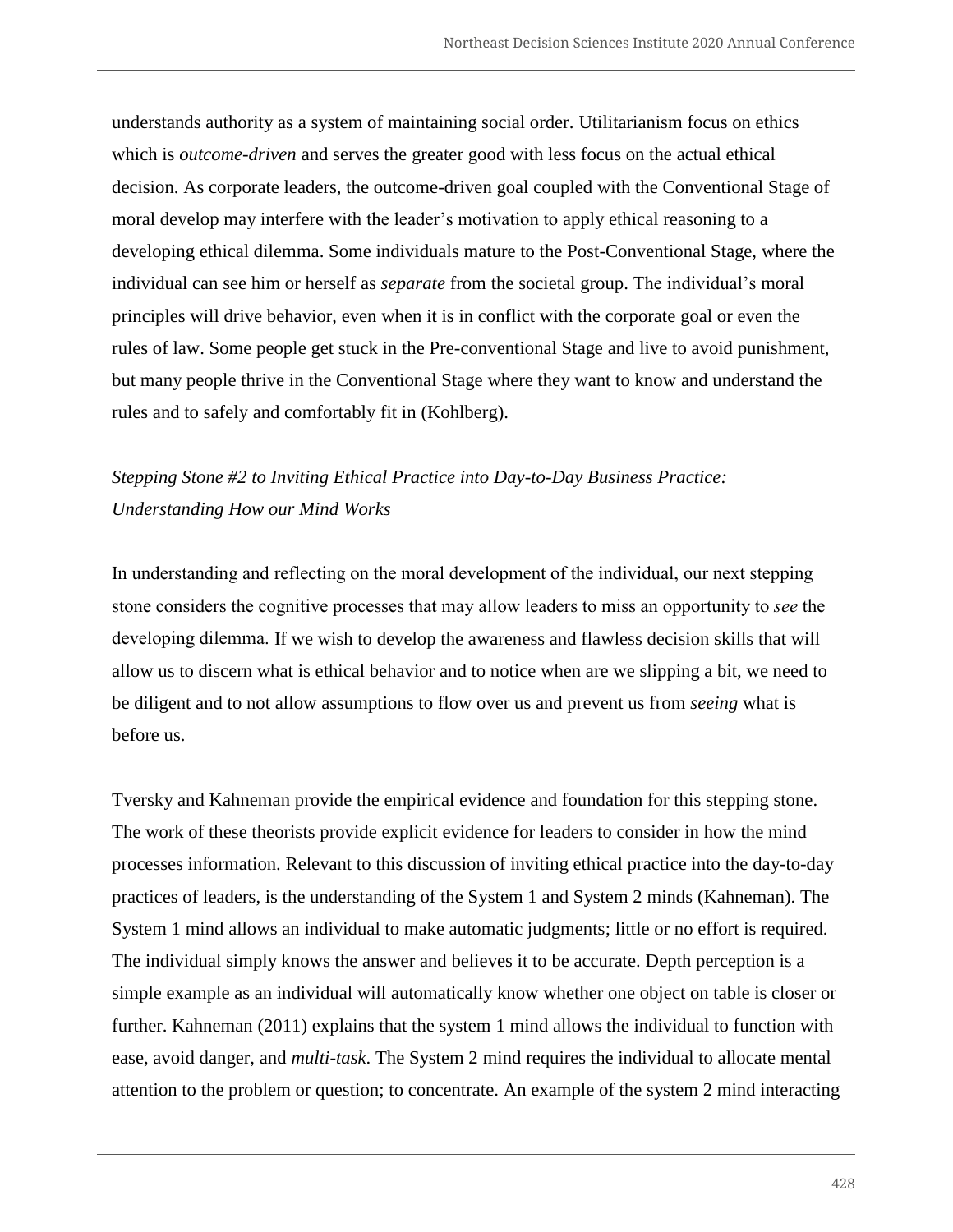understands authority as a system of maintaining social order. Utilitarianism focus on ethics which is *outcome-driven* and serves the greater good with less focus on the actual ethical decision. As corporate leaders, the outcome-driven goal coupled with the Conventional Stage of moral develop may interfere with the leader's motivation to apply ethical reasoning to a developing ethical dilemma. Some individuals mature to the Post-Conventional Stage, where the individual can see him or herself as *separate* from the societal group. The individual's moral principles will drive behavior, even when it is in conflict with the corporate goal or even the rules of law. Some people get stuck in the Pre-conventional Stage and live to avoid punishment, but many people thrive in the Conventional Stage where they want to know and understand the rules and to safely and comfortably fit in (Kohlberg).

*Stepping Stone #2 to Inviting Ethical Practice into Day-to-Day Business Practice: Understanding How our Mind Works*

In understanding and reflecting on the moral development of the individual, our next stepping stone considers the cognitive processes that may allow leaders to miss an opportunity to *see* the developing dilemma. If we wish to develop the awareness and flawless decision skills that will allow us to discern what is ethical behavior and to notice when are we slipping a bit, we need to be diligent and to not allow assumptions to flow over us and prevent us from *seeing* what is before us.

Tversky and Kahneman provide the empirical evidence and foundation for this stepping stone. The work of these theorists provide explicit evidence for leaders to consider in how the mind processes information. Relevant to this discussion of inviting ethical practice into the day-to-day practices of leaders, is the understanding of the System 1 and System 2 minds (Kahneman). The System 1 mind allows an individual to make automatic judgments; little or no effort is required. The individual simply knows the answer and believes it to be accurate. Depth perception is a simple example as an individual will automatically know whether one object on table is closer or further. Kahneman (2011) explains that the system 1 mind allows the individual to function with ease, avoid danger, and *multi-task*. The System 2 mind requires the individual to allocate mental attention to the problem or question; to concentrate. An example of the system 2 mind interacting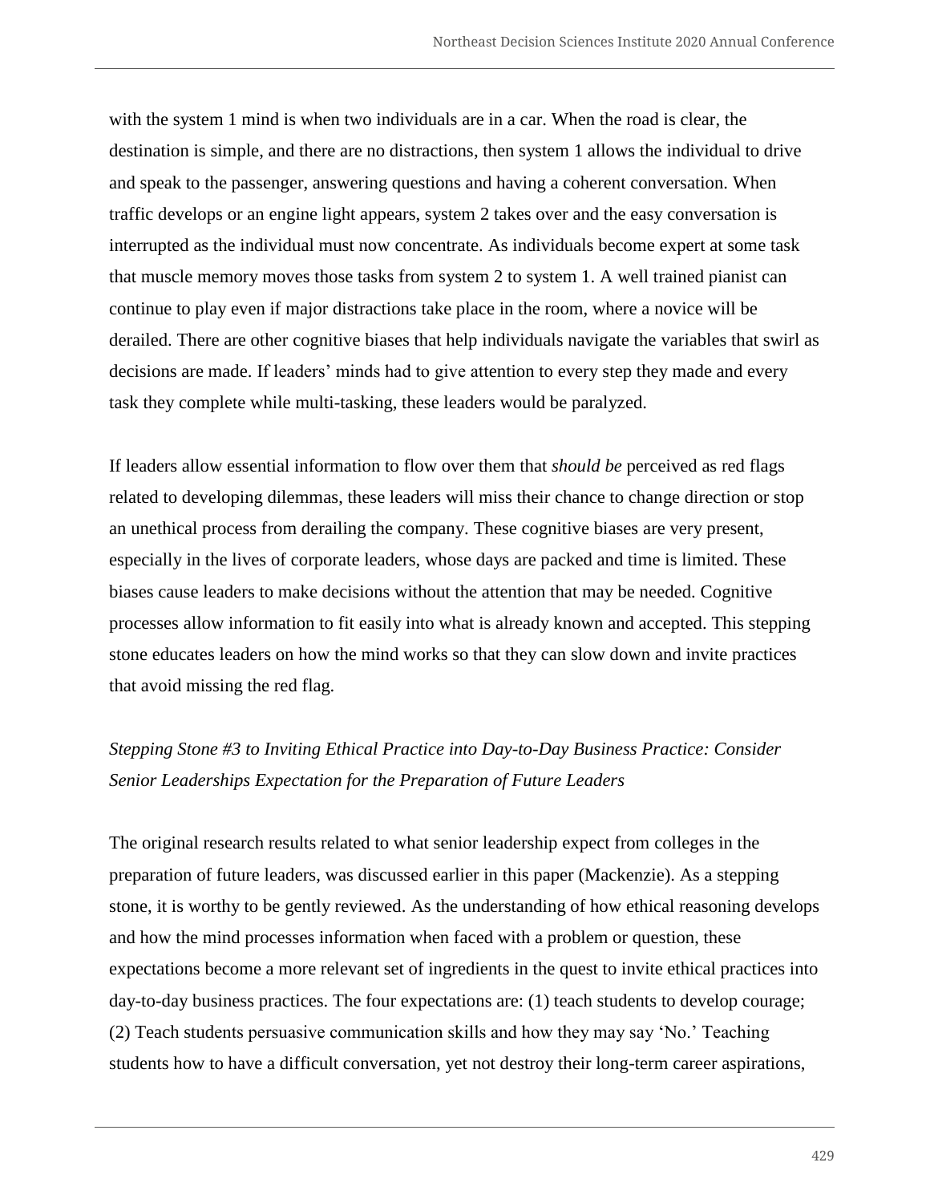with the system 1 mind is when two individuals are in a car. When the road is clear, the destination is simple, and there are no distractions, then system 1 allows the individual to drive and speak to the passenger, answering questions and having a coherent conversation. When traffic develops or an engine light appears, system 2 takes over and the easy conversation is interrupted as the individual must now concentrate. As individuals become expert at some task that muscle memory moves those tasks from system 2 to system 1. A well trained pianist can continue to play even if major distractions take place in the room, where a novice will be derailed. There are other cognitive biases that help individuals navigate the variables that swirl as decisions are made. If leaders' minds had to give attention to every step they made and every task they complete while multi-tasking, these leaders would be paralyzed.

If leaders allow essential information to flow over them that *should be* perceived as red flags related to developing dilemmas, these leaders will miss their chance to change direction or stop an unethical process from derailing the company. These cognitive biases are very present, especially in the lives of corporate leaders, whose days are packed and time is limited. These biases cause leaders to make decisions without the attention that may be needed. Cognitive processes allow information to fit easily into what is already known and accepted. This stepping stone educates leaders on how the mind works so that they can slow down and invite practices that avoid missing the red flag.

*Stepping Stone #3 to Inviting Ethical Practice into Day-to-Day Business Practice: Consider Senior Leaderships Expectation for the Preparation of Future Leaders*

The original research results related to what senior leadership expect from colleges in the preparation of future leaders, was discussed earlier in this paper (Mackenzie). As a stepping stone, it is worthy to be gently reviewed. As the understanding of how ethical reasoning develops and how the mind processes information when faced with a problem or question, these expectations become a more relevant set of ingredients in the quest to invite ethical practices into day-to-day business practices. The four expectations are: (1) teach students to develop courage; (2) Teach students persuasive communication skills and how they may say 'No.' Teaching students how to have a difficult conversation, yet not destroy their long-term career aspirations,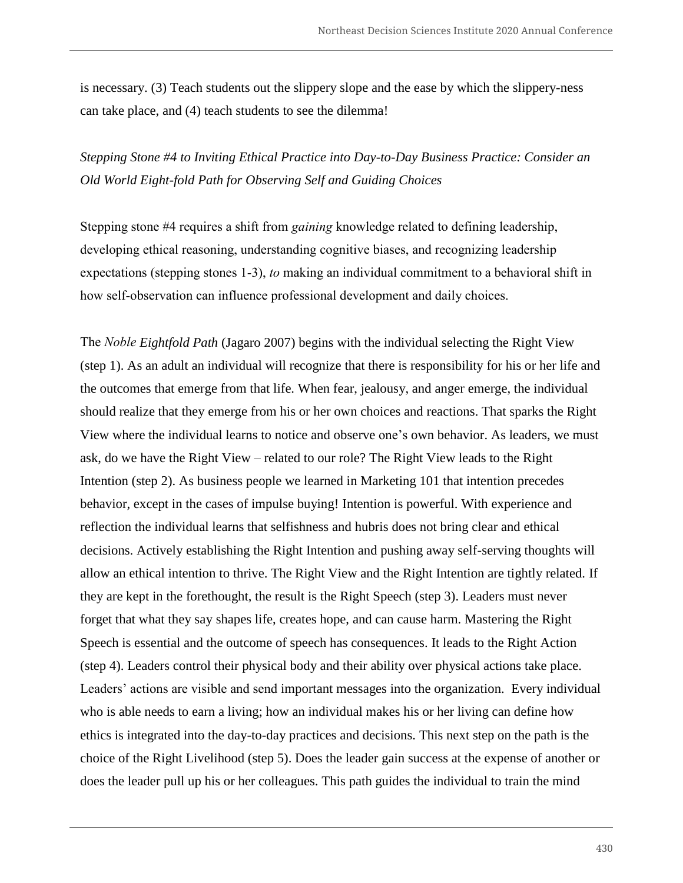is necessary. (3) Teach students out the slippery slope and the ease by which the slippery-ness can take place, and (4) teach students to see the dilemma!

*Stepping Stone #4 to Inviting Ethical Practice into Day-to-Day Business Practice: Consider an Old World Eight-fold Path for Observing Self and Guiding Choices*

Stepping stone #4 requires a shift from *gaining* knowledge related to defining leadership, developing ethical reasoning, understanding cognitive biases, and recognizing leadership expectations (stepping stones 1-3), *to* making an individual commitment to a behavioral shift in how self-observation can influence professional development and daily choices.

The *Noble Eightfold Path* (Jagaro 2007) begins with the individual selecting the Right View (step 1). As an adult an individual will recognize that there is responsibility for his or her life and the outcomes that emerge from that life. When fear, jealousy, and anger emerge, the individual should realize that they emerge from his or her own choices and reactions. That sparks the Right View where the individual learns to notice and observe one's own behavior. As leaders, we must ask, do we have the Right View – related to our role? The Right View leads to the Right Intention (step 2). As business people we learned in Marketing 101 that intention precedes behavior, except in the cases of impulse buying! Intention is powerful. With experience and reflection the individual learns that selfishness and hubris does not bring clear and ethical decisions. Actively establishing the Right Intention and pushing away self-serving thoughts will allow an ethical intention to thrive. The Right View and the Right Intention are tightly related. If they are kept in the forethought, the result is the Right Speech (step 3). Leaders must never forget that what they say shapes life, creates hope, and can cause harm. Mastering the Right Speech is essential and the outcome of speech has consequences. It leads to the Right Action (step 4). Leaders control their physical body and their ability over physical actions take place. Leaders' actions are visible and send important messages into the organization. Every individual who is able needs to earn a living; how an individual makes his or her living can define how ethics is integrated into the day-to-day practices and decisions. This next step on the path is the choice of the Right Livelihood (step 5). Does the leader gain success at the expense of another or does the leader pull up his or her colleagues. This path guides the individual to train the mind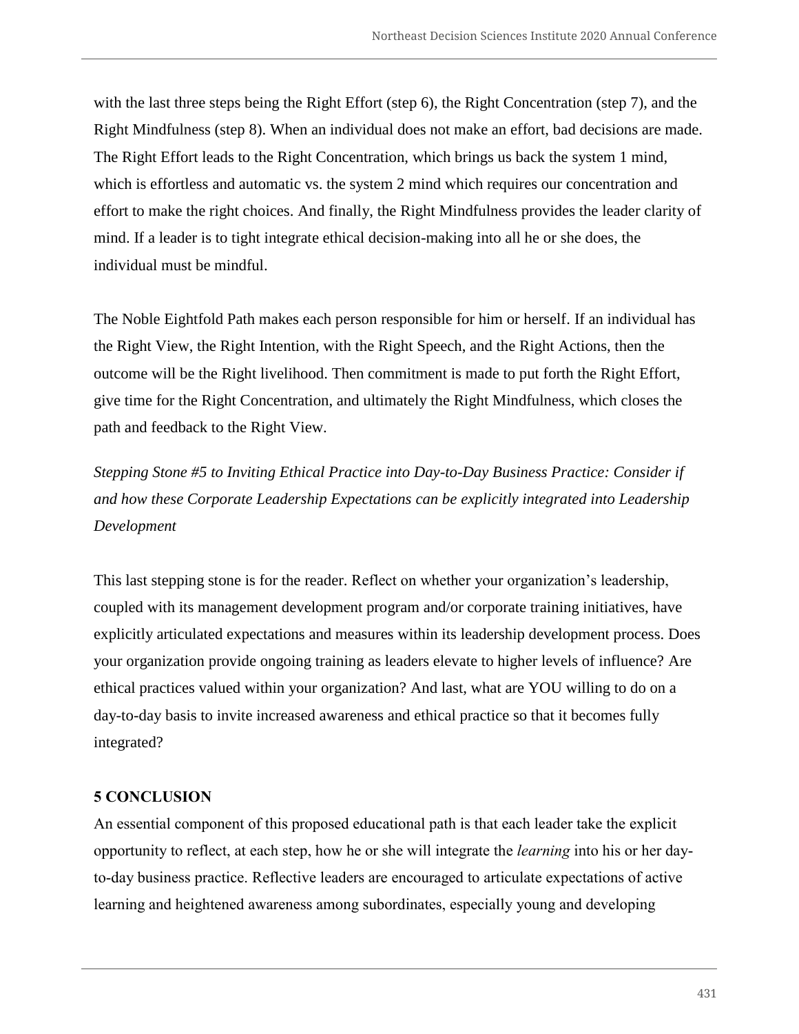with the last three steps being the Right Effort (step 6), the Right Concentration (step 7), and the Right Mindfulness (step 8). When an individual does not make an effort, bad decisions are made. The Right Effort leads to the Right Concentration, which brings us back the system 1 mind, which is effortless and automatic vs. the system 2 mind which requires our concentration and effort to make the right choices. And finally, the Right Mindfulness provides the leader clarity of mind. If a leader is to tight integrate ethical decision-making into all he or she does, the individual must be mindful.

The Noble Eightfold Path makes each person responsible for him or herself. If an individual has the Right View, the Right Intention, with the Right Speech, and the Right Actions, then the outcome will be the Right livelihood. Then commitment is made to put forth the Right Effort, give time for the Right Concentration, and ultimately the Right Mindfulness, which closes the path and feedback to the Right View.

*Stepping Stone #5 to Inviting Ethical Practice into Day-to-Day Business Practice: Consider if and how these Corporate Leadership Expectations can be explicitly integrated into Leadership Development*

This last stepping stone is for the reader. Reflect on whether your organization's leadership, coupled with its management development program and/or corporate training initiatives, have explicitly articulated expectations and measures within its leadership development process. Does your organization provide ongoing training as leaders elevate to higher levels of influence? Are ethical practices valued within your organization? And last, what are YOU willing to do on a day-to-day basis to invite increased awareness and ethical practice so that it becomes fully integrated?

## 5 CONCLUSION

An essential component of this proposed educational path is that each leader take the explicit opportunity to reflect, at each step, how he or she will integrate the *learning* into his or her day-to-day business practice. Reflective leaders are encouraged to articulate expectations of active learning and heightened awareness among subordinates, especially young and developing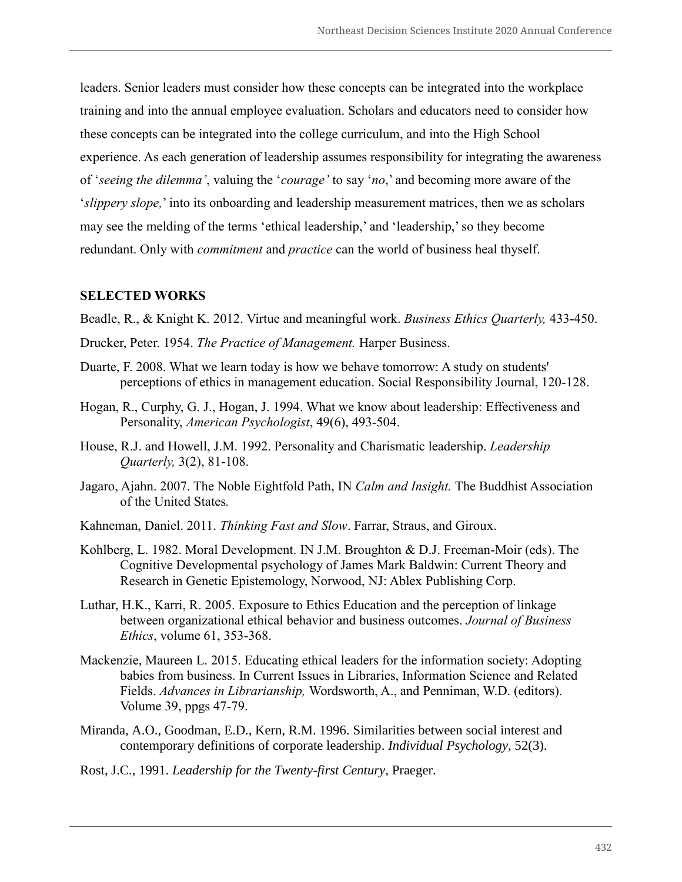leaders. Senior leaders must consider how these concepts can be integrated into the workplace training and into the annual employee evaluation. Scholars and educators need to consider how these concepts can be integrated into the college curriculum, and into the High School experience. As each generation of leadership assumes responsibility for integrating the awareness of '*seeing the dilemma'*, valuing the '*courage'* to say '*no*,' and becoming more aware of the '*slippery slope,*' into its onboarding and leadership measurement matrices, then we as scholars may see the melding of the terms 'ethical leadership,' and 'leadership,' so they become redundant. Only with *commitment* and *practice* can the world of business heal thyself.

## SELECTED WORKS

Beadle, R., & Knight K. 2012. Virtue and meaningful work. *Business Ethics Quarterly,* 433-450.

Drucker, Peter. 1954. *The Practice of Management.* Harper Business.

Duarte, F. 2008. What we learn today is how we behave tomorrow: A study on students' perceptions of ethics in management education. Social Responsibility Journal, 120-128.

Hogan, R., Curphy, G. J., Hogan, J. 1994. What we know about leadership: Effectiveness and Personality, *American Psychologist*, 49(6), 493-504.

House, R.J. and Howell, J.M. 1992. Personality and Charismatic leadership. *Leadership Quarterly,* 3(2), 81-108.

Jagaro, Ajahn. 2007. The Noble Eightfold Path, IN *Calm and Insight.* The Buddhist Association of the United States*.*

Kahneman, Daniel. 2011. *Thinking Fast and Slow*. Farrar, Straus, and Giroux.

Kohlberg, L. 1982. Moral Development. IN J.M. Broughton & D.J. Freeman-Moir (eds). The Cognitive Developmental psychology of James Mark Baldwin: Current Theory and Research in Genetic Epistemology, Norwood, NJ: Ablex Publishing Corp.

Luthar, H.K., Karri, R. 2005. Exposure to Ethics Education and the perception of linkage between organizational ethical behavior and business outcomes. *Journal of Business Ethics*, volume 61, 353-368.

Mackenzie, Maureen L. 2015. Educating ethical leaders for the information society: Adopting babies from business. In Current Issues in Libraries, Information Science and Related Fields. *Advances in Librarianship,* Wordsworth, A., and Penniman, W.D. (editors). Volume 39, ppgs 47-79.

Miranda, A.O., Goodman, E.D., Kern, R.M. 1996. Similarities between social interest and contemporary definitions of corporate leadership. *Individual Psychology,* 52(3).

Rost, J.C., 1991. *Leadership for the Twenty-first Century,* Praeger.